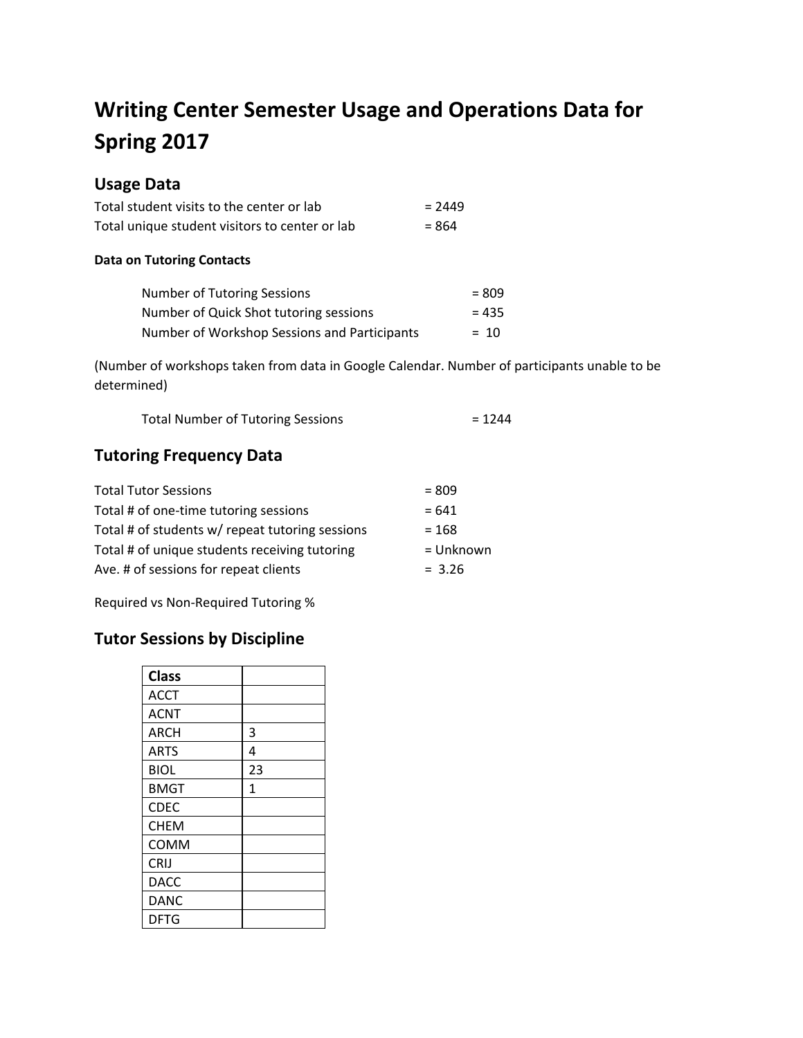# Writing Center Semester Usage and Operations Data for Spring 2017

## Usage Data

Total student visits to the center or lab = 2449
Total unique student visitors to center or lab = 864

#### Data on Tutoring Contacts

Number of Tutoring Sessions = 809
Number of Quick Shot tutoring sessions = 435
Number of Workshop Sessions and Participants = 10

(Number of workshops taken from data in Google Calendar. Number of participants unable to be determined)

Total Number of Tutoring Sessions = 1244

## Tutoring Frequency Data

Total Tutor Sessions = 809
Total # of one-time tutoring sessions = 641
Total # of students w/ repeat tutoring sessions = 168
Total # of unique students receiving tutoring = Unknown
Ave. # of sessions for repeat clients = 3.26

Required vs Non-Required Tutoring %

## Tutor Sessions by Discipline

| Class | |
|---|---|
| ACCT | |
| ACNT | |
| ARCH | 3 |
| ARTS | 4 |
| BIOL | 23 |
| BMGT | 1 |
| CDEC | |
| CHEM | |
| COMM | |
| CRIJ | |
| DACC | |
| DANC | |
| DFTG | |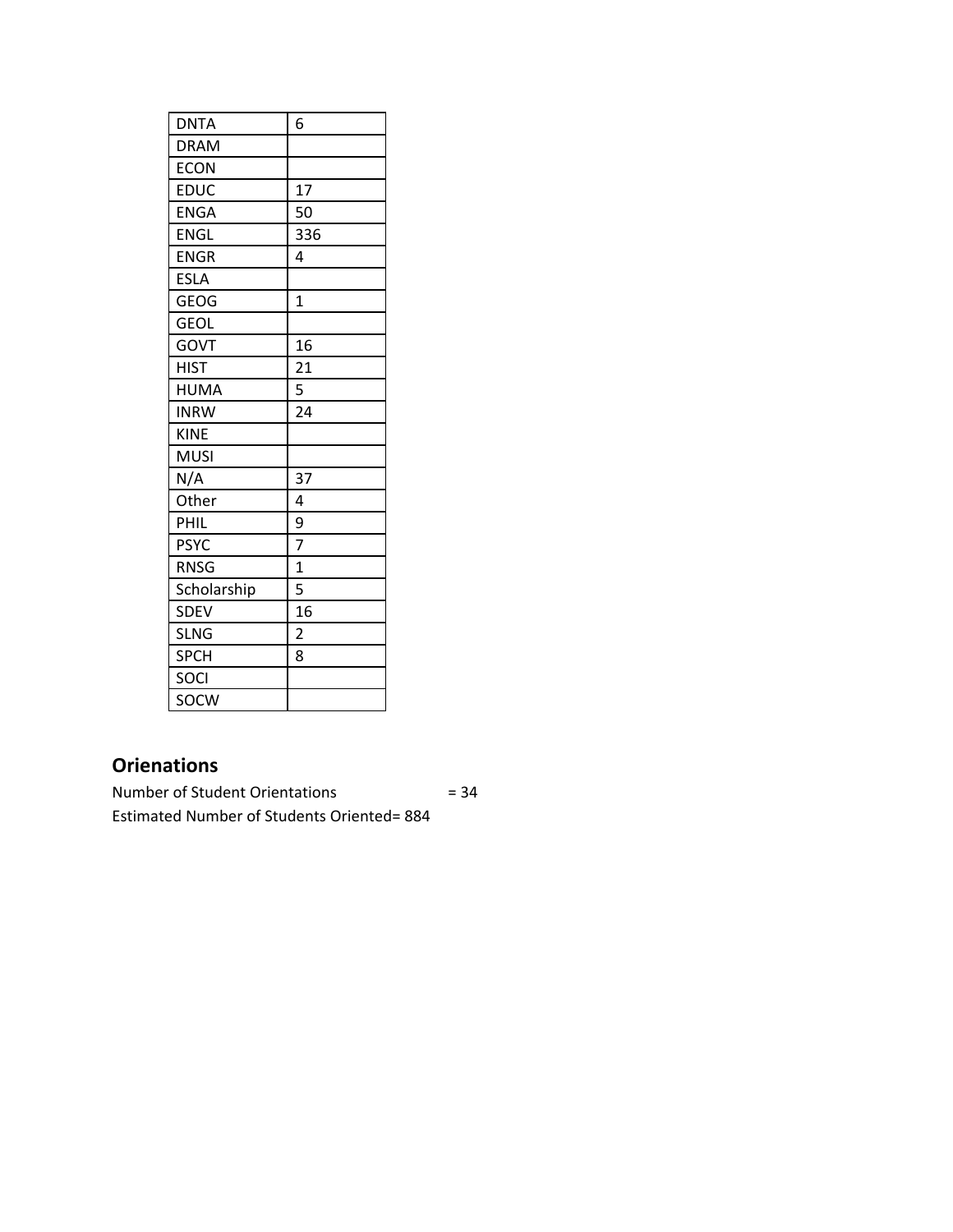| DNTA | 6 |
|---|---|
| DRAM | |
| ECON | |
| EDUC | 17 |
| ENGA | 50 |
| ENGL | 336 |
| ENGR | 4 |
| ESLA | |
| GEOG | 1 |
| GEOL | |
| GOVT | 16 |
| HIST | 21 |
| HUMA | 5 |
| INRW | 24 |
| KINE | |
| MUSI | |
| N/A | 37 |
| Other | 4 |
| PHIL | 9 |
| PSYC | 7 |
| RNSG | 1 |
| Scholarship | 5 |
| SDEV | 16 |
| SLNG | 2 |
| SPCH | 8 |
| SOCI | |
| SOCW | |

## Orienations

Number of Student Orientations = 34

Estimated Number of Students Oriented= 884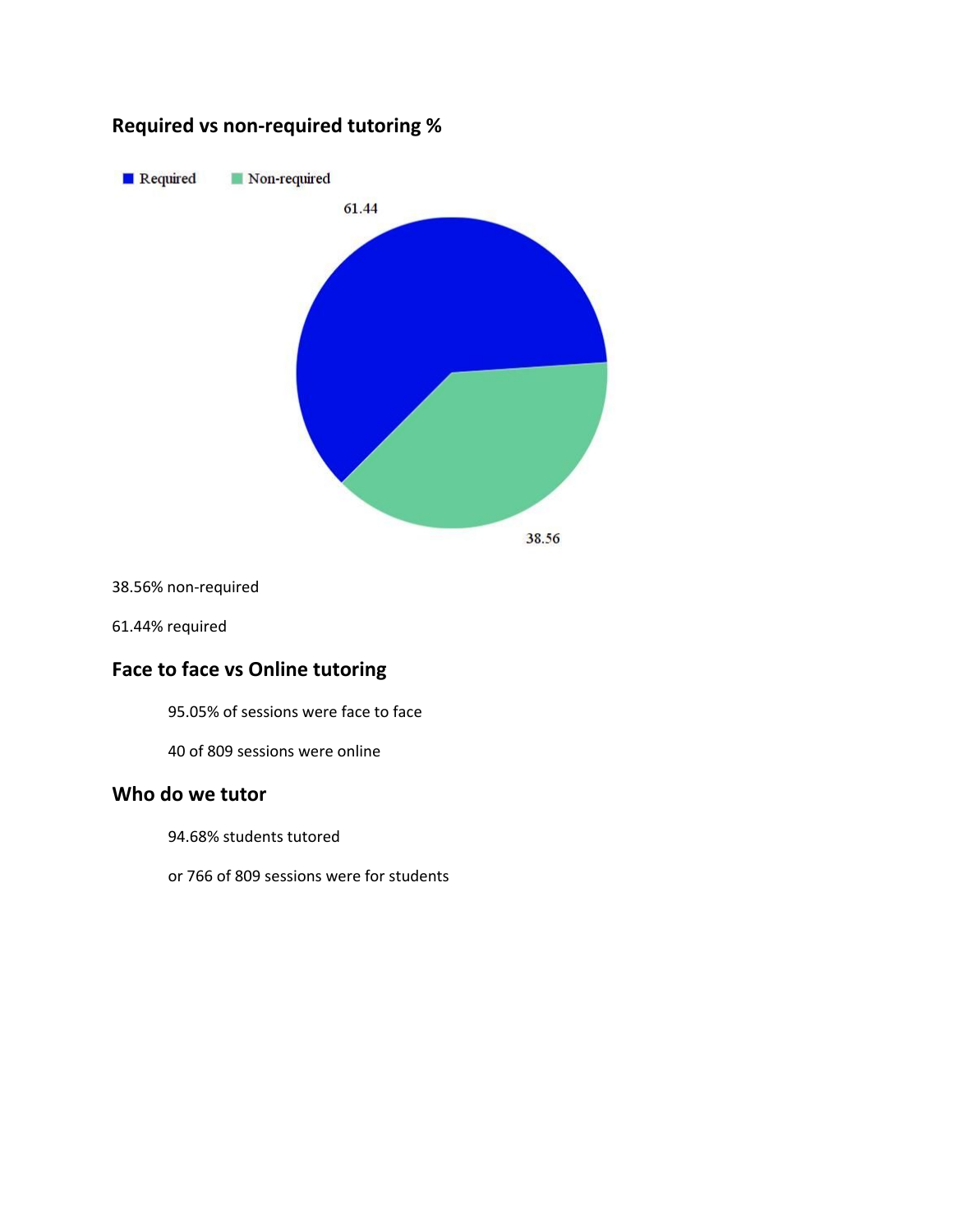## Required vs non-required tutoring %

38.56% non-required

61.44% required

## Face to face vs Online tutoring

95.05% of sessions were face to face

40 of 809 sessions were online

## Who do we tutor

94.68% students tutored

or 766 of 809 sessions were for students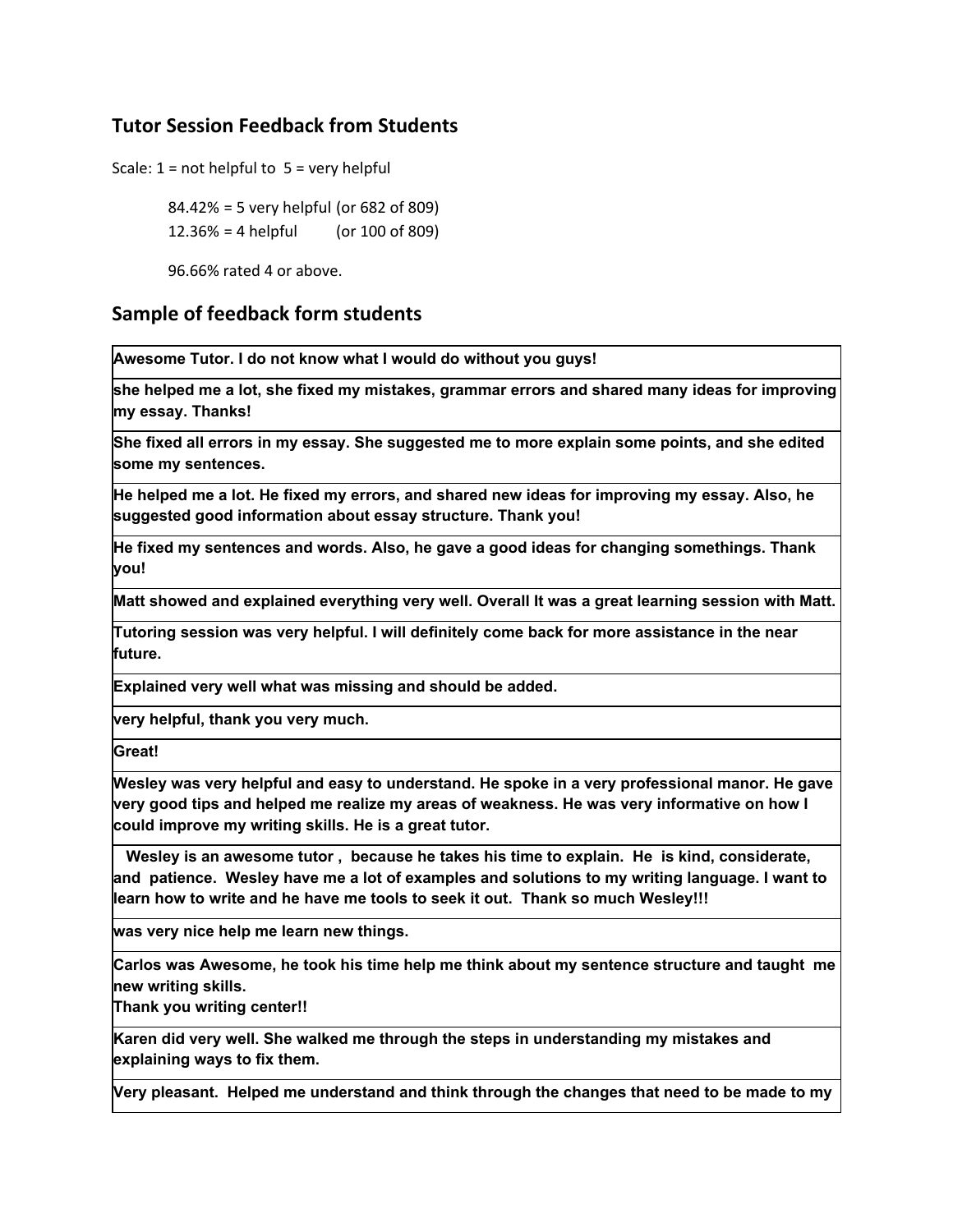## Tutor Session Feedback from Students

Scale: 1 = not helpful to 5 = very helpful

84.42% = 5 very helpful (or 682 of 809)
12.36% = 4 helpful (or 100 of 809)

96.66% rated 4 or above.

## Sample of feedback form students

| **Awesome Tutor. I do not know what I would do without you guys!** |
|---|
| **she helped me a lot, she fixed my mistakes, grammar errors and shared many ideas for improving my essay. Thanks!** |
| **She fixed all errors in my essay. She suggested me to more explain some points, and she edited some my sentences.** |
| **He helped me a lot. He fixed my errors, and shared new ideas for improving my essay. Also, he suggested good information about essay structure. Thank you!** |
| **He fixed my sentences and words. Also, he gave a good ideas for changing somethings. Thank you!** |
| **Matt showed and explained everything very well. Overall It was a great learning session with Matt.** |
| **Tutoring session was very helpful. I will definitely come back for more assistance in the near future.** |
| **Explained very well what was missing and should be added.** |
| **very helpful, thank you very much.** |
| **Great!** |
| **Wesley was very helpful and easy to understand. He spoke in a very professional manor. He gave very good tips and helped me realize my areas of weakness. He was very informative on how I could improve my writing skills. He is a great tutor.** |
| **Wesley is an awesome tutor , because he takes his time to explain. He is kind, considerate, and patience. Wesley have me a lot of examples and solutions to my writing language. I want to learn how to write and he have me tools to seek it out. Thank so much Wesley!!!** |
| **was very nice help me learn new things.** |
| **Carlos was Awesome, he took his time help me think about my sentence structure and taught me new writing skills. Thank you writing center!!** |
| **Karen did very well. She walked me through the steps in understanding my mistakes and explaining ways to fix them.** |
| **Very pleasant. Helped me understand and think through the changes that need to be made to my** |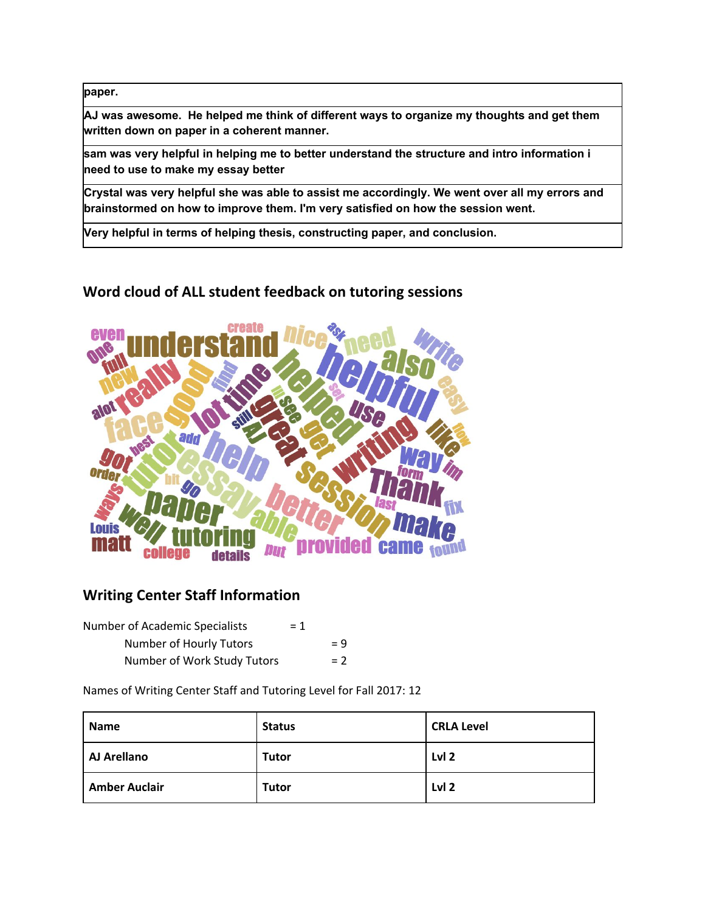| paper. |
|---|
| AJ was awesome. He helped me think of different ways to organize my thoughts and get them written down on paper in a coherent manner. |
| sam was very helpful in helping me to better understand the structure and intro information i need to use to make my essay better |
| Crystal was very helpful she was able to assist me accordingly. We went over all my errors and brainstormed on how to improve them. I'm very satisfied on how the session went. |
| Very helpful in terms of helping thesis, constructing paper, and conclusion. |

## Word cloud of ALL student feedback on tutoring sessions

## Writing Center Staff Information

Number of Academic Specialists = 1

Number of Hourly Tutors = 9

Number of Work Study Tutors = 2

Names of Writing Center Staff and Tutoring Level for Fall 2017: 12

| Name | Status | CRLA Level |
|---|---|---|
| AJ Arellano | Tutor | Lvl 2 |
| Amber Auclair | Tutor | Lvl 2 |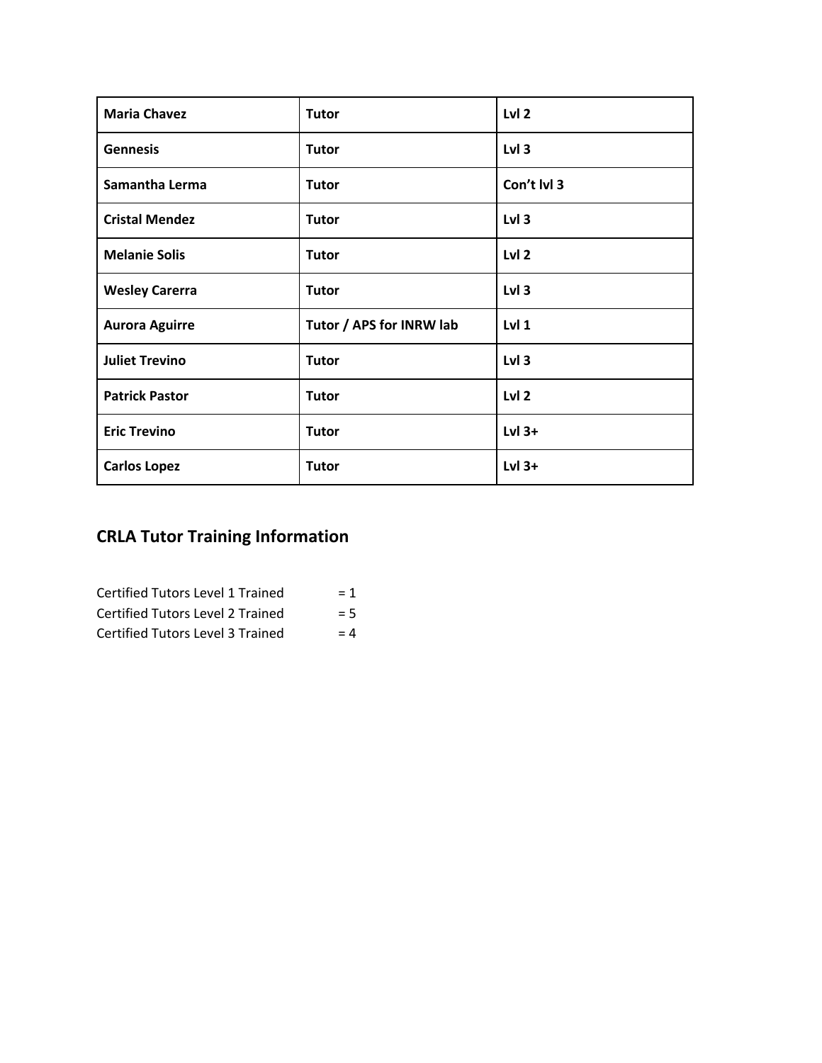| | | |
|---|---|---|
| **Maria Chavez** | **Tutor** | **Lvl 2** |
| **Gennesis** | **Tutor** | **Lvl 3** |
| **Samantha Lerma** | **Tutor** | **Con't lvl 3** |
| **Cristal Mendez** | **Tutor** | **Lvl 3** |
| **Melanie Solis** | **Tutor** | **Lvl 2** |
| **Wesley Carerra** | **Tutor** | **Lvl 3** |
| **Aurora Aguirre** | **Tutor / APS for INRW lab** | **Lvl 1** |
| **Juliet Trevino** | **Tutor** | **Lvl 3** |
| **Patrick Pastor** | **Tutor** | **Lvl 2** |
| **Eric Trevino** | **Tutor** | **Lvl 3+** |
| **Carlos Lopez** | **Tutor** | **Lvl 3+** |

## CRLA Tutor Training Information

Certified Tutors Level 1 Trained = 1
Certified Tutors Level 2 Trained = 5
Certified Tutors Level 3 Trained = 4